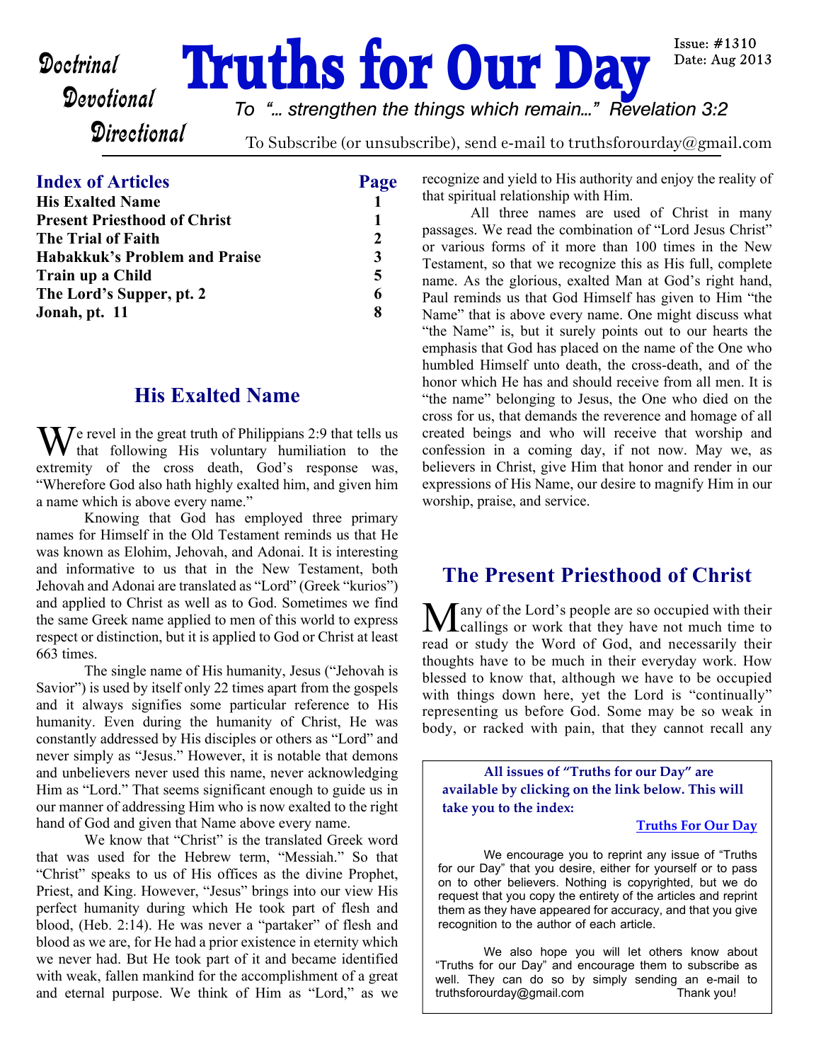Doctrinal
Devotional
Directional

# Truths for Our Day

Issue: #1310
Date: Aug 2013

*To "… strengthen the things which remain…" Revelation 3:2*

To Subscribe (or unsubscribe), send e-mail to truthsforourday@gmail.com

## Index of Articles

| Index of Articles | Page |
|---|---|
| **His Exalted Name** | **1** |
| **Present Priesthood of Christ** | **1** |
| **The Trial of Faith** | **2** |
| **Habakkuk's Problem and Praise** | **3** |
| **Train up a Child** | **5** |
| **The Lord's Supper, pt. 2** | **6** |
| **Jonah, pt. 11** | **8** |

## His Exalted Name

We revel in the great truth of Philippians 2:9 that tells us that following His voluntary humiliation to the extremity of the cross death, God's response was, "Wherefore God also hath highly exalted him, and given him a name which is above every name."

Knowing that God has employed three primary names for Himself in the Old Testament reminds us that He was known as Elohim, Jehovah, and Adonai. It is interesting and informative to us that in the New Testament, both Jehovah and Adonai are translated as "Lord" (Greek "kurios") and applied to Christ as well as to God. Sometimes we find the same Greek name applied to men of this world to express respect or distinction, but it is applied to God or Christ at least 663 times.

The single name of His humanity, Jesus ("Jehovah is Savior") is used by itself only 22 times apart from the gospels and it always signifies some particular reference to His humanity. Even during the humanity of Christ, He was constantly addressed by His disciples or others as "Lord" and never simply as "Jesus." However, it is notable that demons and unbelievers never used this name, never acknowledging Him as "Lord." That seems significant enough to guide us in our manner of addressing Him who is now exalted to the right hand of God and given that Name above every name.

We know that "Christ" is the translated Greek word that was used for the Hebrew term, "Messiah." So that "Christ" speaks to us of His offices as the divine Prophet, Priest, and King. However, "Jesus" brings into our view His perfect humanity during which He took part of flesh and blood, (Heb. 2:14). He was never a "partaker" of flesh and blood as we are, for He had a prior existence in eternity which we never had. But He took part of it and became identified with weak, fallen mankind for the accomplishment of a great and eternal purpose. We think of Him as "Lord," as we recognize and yield to His authority and enjoy the reality of that spiritual relationship with Him.

All three names are used of Christ in many passages. We read the combination of "Lord Jesus Christ" or various forms of it more than 100 times in the New Testament, so that we recognize this as His full, complete name. As the glorious, exalted Man at God's right hand, Paul reminds us that God Himself has given to Him "the Name" that is above every name. One might discuss what "the Name" is, but it surely points out to our hearts the emphasis that God has placed on the name of the One who humbled Himself unto death, the cross-death, and of the honor which He has and should receive from all men. It is "the name" belonging to Jesus, the One who died on the cross for us, that demands the reverence and homage of all created beings and who will receive that worship and confession in a coming day, if not now. May we, as believers in Christ, give Him that honor and render in our expressions of His Name, our desire to magnify Him in our worship, praise, and service.

## The Present Priesthood of Christ

Many of the Lord's people are so occupied with their callings or work that they have not much time to read or study the Word of God, and necessarily their thoughts have to be much in their everyday work. How blessed to know that, although we have to be occupied with things down here, yet the Lord is "continually" representing us before God. Some may be so weak in body, or racked with pain, that they cannot recall any

---

**All issues of "Truths for our Day" are available by clicking on the link below. This will take you to the index:**

**Truths For Our Day**

We encourage you to reprint any issue of "Truths for our Day" that you desire, either for yourself or to pass on to other believers. Nothing is copyrighted, but we do request that you copy the entirety of the articles and reprint them as they have appeared for accuracy, and that you give recognition to the author of each article.

We also hope you will let others know about "Truths for our Day" and encourage them to subscribe as well. They can do so by simply sending an e-mail to truthsforourday@gmail.com Thank you!

---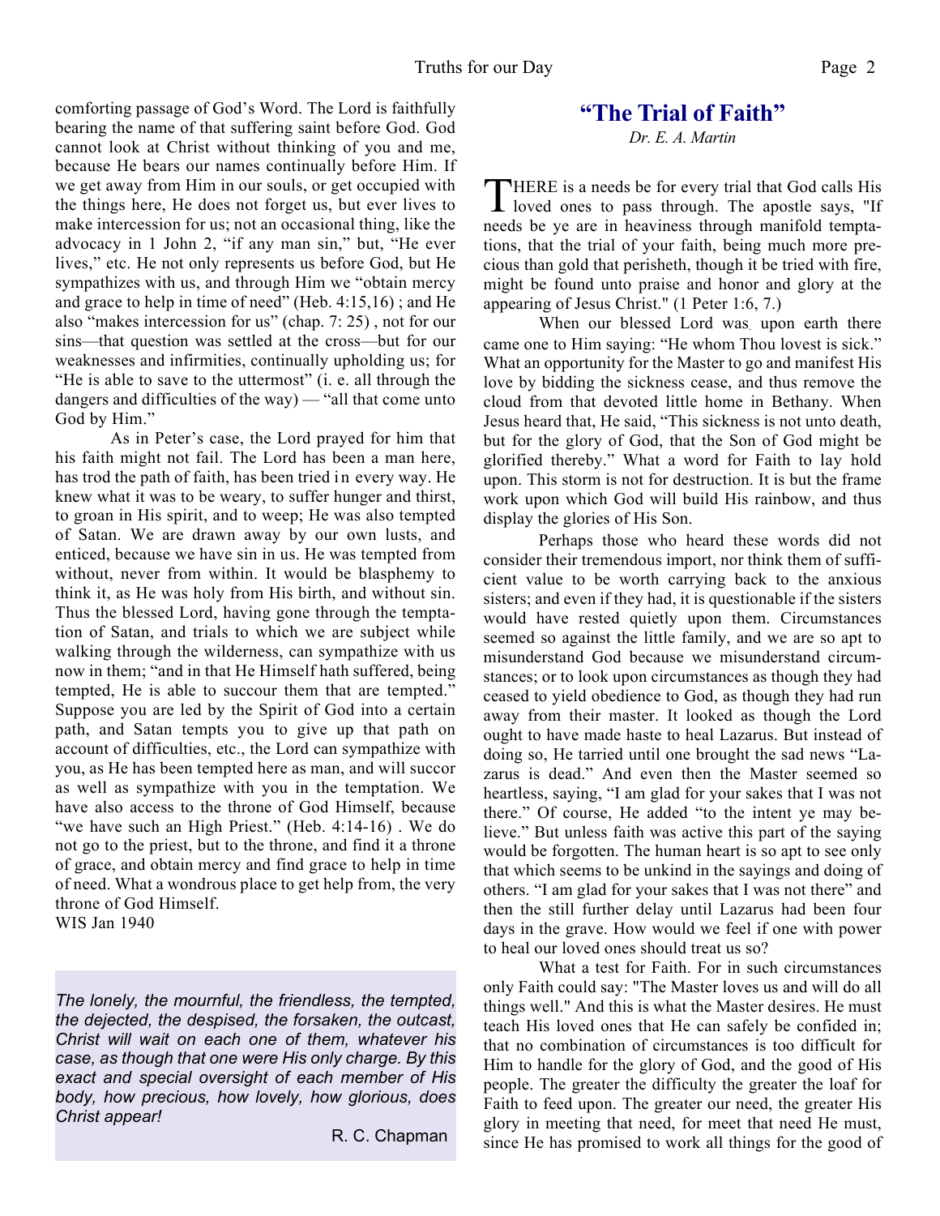comforting passage of God's Word. The Lord is faithfully bearing the name of that suffering saint before God. God cannot look at Christ without thinking of you and me, because He bears our names continually before Him. If we get away from Him in our souls, or get occupied with the things here, He does not forget us, but ever lives to make intercession for us; not an occasional thing, like the advocacy in 1 John 2, "if any man sin," but, "He ever lives," etc. He not only represents us before God, but He sympathizes with us, and through Him we "obtain mercy and grace to help in time of need" (Heb. 4:15,16) ; and He also "makes intercession for us" (chap. 7: 25) , not for our sins—that question was settled at the cross—but for our weaknesses and infirmities, continually upholding us; for "He is able to save to the uttermost" (i. e. all through the dangers and difficulties of the way) — "all that come unto God by Him."

As in Peter's case, the Lord prayed for him that his faith might not fail. The Lord has been a man here, has trod the path of faith, has been tried in every way. He knew what it was to be weary, to suffer hunger and thirst, to groan in His spirit, and to weep; He was also tempted of Satan. We are drawn away by our own lusts, and enticed, because we have sin in us. He was tempted from without, never from within. It would be blasphemy to think it, as He was holy from His birth, and without sin. Thus the blessed Lord, having gone through the temptation of Satan, and trials to which we are subject while walking through the wilderness, can sympathize with us now in them; "and in that He Himself hath suffered, being tempted, He is able to succour them that are tempted." Suppose you are led by the Spirit of God into a certain path, and Satan tempts you to give up that path on account of difficulties, etc., the Lord can sympathize with you, as He has been tempted here as man, and will succor as well as sympathize with you in the temptation. We have also access to the throne of God Himself, because "we have such an High Priest." (Heb. 4:14-16) . We do not go to the priest, but to the throne, and find it a throne of grace, and obtain mercy and find grace to help in time of need. What a wondrous place to get help from, the very throne of God Himself.

WIS Jan 1940

*The lonely, the mournful, the friendless, the tempted, the dejected, the despised, the forsaken, the outcast, Christ will wait on each one of them, whatever his case, as though that one were His only charge. By this exact and special oversight of each member of His body, how precious, how lovely, how glorious, does Christ appear!*

R. C. Chapman

## "The Trial of Faith"

*Dr. E. A. Martin*

THERE is a needs be for every trial that God calls His loved ones to pass through. The apostle says, "If needs be ye are in heaviness through manifold temptations, that the trial of your faith, being much more precious than gold that perisheth, though it be tried with fire, might be found unto praise and honor and glory at the appearing of Jesus Christ." (1 Peter 1:6, 7.)

When our blessed Lord was upon earth there came one to Him saying: "He whom Thou lovest is sick." What an opportunity for the Master to go and manifest His love by bidding the sickness cease, and thus remove the cloud from that devoted little home in Bethany. When Jesus heard that, He said, "This sickness is not unto death, but for the glory of God, that the Son of God might be glorified thereby." What a word for Faith to lay hold upon. This storm is not for destruction. It is but the frame work upon which God will build His rainbow, and thus display the glories of His Son.

Perhaps those who heard these words did not consider their tremendous import, nor think them of sufficient value to be worth carrying back to the anxious sisters; and even if they had, it is questionable if the sisters would have rested quietly upon them. Circumstances seemed so against the little family, and we are so apt to misunderstand God because we misunderstand circumstances; or to look upon circumstances as though they had ceased to yield obedience to God, as though they had run away from their master. It looked as though the Lord ought to have made haste to heal Lazarus. But instead of doing so, He tarried until one brought the sad news "Lazarus is dead." And even then the Master seemed so heartless, saying, "I am glad for your sakes that I was not there." Of course, He added "to the intent ye may believe." But unless faith was active this part of the saying would be forgotten. The human heart is so apt to see only that which seems to be unkind in the sayings and doing of others. "I am glad for your sakes that I was not there" and then the still further delay until Lazarus had been four days in the grave. How would we feel if one with power to heal our loved ones should treat us so?

What a test for Faith. For in such circumstances only Faith could say: "The Master loves us and will do all things well." And this is what the Master desires. He must teach His loved ones that He can safely be confided in; that no combination of circumstances is too difficult for Him to handle for the glory of God, and the good of His people. The greater the difficulty the greater the loaf for Faith to feed upon. The greater our need, the greater His glory in meeting that need, for meet that need He must, since He has promised to work all things for the good of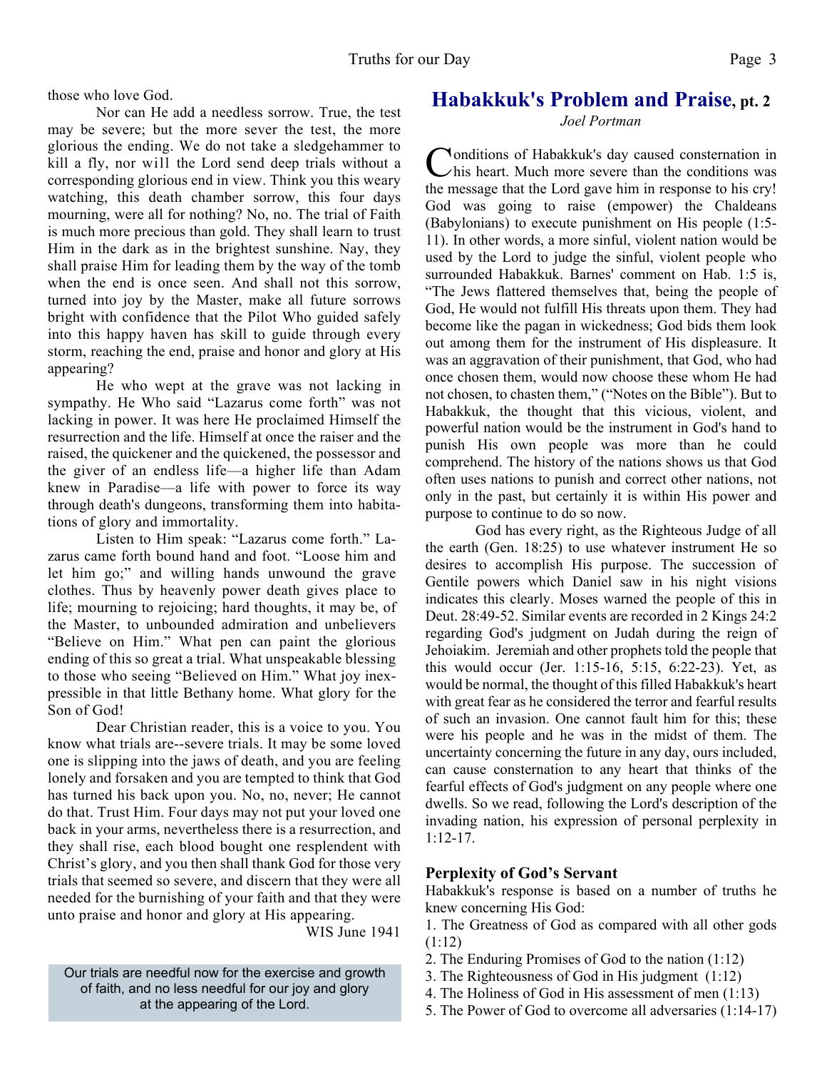those who love God.

Nor can He add a needless sorrow. True, the test may be severe; but the more sever the test, the more glorious the ending. We do not take a sledgehammer to kill a fly, nor will the Lord send deep trials without a corresponding glorious end in view. Think you this weary watching, this death chamber sorrow, this four days mourning, were all for nothing? No, no. The trial of Faith is much more precious than gold. They shall learn to trust Him in the dark as in the brightest sunshine. Nay, they shall praise Him for leading them by the way of the tomb when the end is once seen. And shall not this sorrow, turned into joy by the Master, make all future sorrows bright with confidence that the Pilot Who guided safely into this happy haven has skill to guide through every storm, reaching the end, praise and honor and glory at His appearing?

He who wept at the grave was not lacking in sympathy. He Who said "Lazarus come forth" was not lacking in power. It was here He proclaimed Himself the resurrection and the life. Himself at once the raiser and the raised, the quickener and the quickened, the possessor and the giver of an endless life—a higher life than Adam knew in Paradise—a life with power to force its way through death's dungeons, transforming them into habitations of glory and immortality.

Listen to Him speak: "Lazarus come forth." Lazarus came forth bound hand and foot. "Loose him and let him go;" and willing hands unwound the grave clothes. Thus by heavenly power death gives place to life; mourning to rejoicing; hard thoughts, it may be, of the Master, to unbounded admiration and unbelievers "Believe on Him." What pen can paint the glorious ending of this so great a trial. What unspeakable blessing to those who seeing "Believed on Him." What joy inexpressible in that little Bethany home. What glory for the Son of God!

Dear Christian reader, this is a voice to you. You know what trials are--severe trials. It may be some loved one is slipping into the jaws of death, and you are feeling lonely and forsaken and you are tempted to think that God has turned his back upon you. No, no, never; He cannot do that. Trust Him. Four days may not put your loved one back in your arms, nevertheless there is a resurrection, and they shall rise, each blood bought one resplendent with Christ's glory, and you then shall thank God for those very trials that seemed so severe, and discern that they were all needed for the burnishing of your faith and that they were unto praise and honor and glory at His appearing.

WIS June 1941

> Our trials are needful now for the exercise and growth of faith, and no less needful for our joy and glory at the appearing of the Lord.

## Habakkuk's Problem and Praise, pt. 2

*Joel Portman*

Conditions of Habakkuk's day caused consternation in his heart. Much more severe than the conditions was the message that the Lord gave him in response to his cry! God was going to raise (empower) the Chaldeans (Babylonians) to execute punishment on His people (1:5-11). In other words, a more sinful, violent nation would be used by the Lord to judge the sinful, violent people who surrounded Habakkuk. Barnes' comment on Hab. 1:5 is, "The Jews flattered themselves that, being the people of God, He would not fulfill His threats upon them. They had become like the pagan in wickedness; God bids them look out among them for the instrument of His displeasure. It was an aggravation of their punishment, that God, who had once chosen them, would now choose these whom He had not chosen, to chasten them," ("Notes on the Bible"). But to Habakkuk, the thought that this vicious, violent, and powerful nation would be the instrument in God's hand to punish His own people was more than he could comprehend. The history of the nations shows us that God often uses nations to punish and correct other nations, not only in the past, but certainly it is within His power and purpose to continue to do so now.

God has every right, as the Righteous Judge of all the earth (Gen. 18:25) to use whatever instrument He so desires to accomplish His purpose. The succession of Gentile powers which Daniel saw in his night visions indicates this clearly. Moses warned the people of this in Deut. 28:49-52. Similar events are recorded in 2 Kings 24:2 regarding God's judgment on Judah during the reign of Jehoiakim. Jeremiah and other prophets told the people that this would occur (Jer. 1:15-16, 5:15, 6:22-23). Yet, as would be normal, the thought of this filled Habakkuk's heart with great fear as he considered the terror and fearful results of such an invasion. One cannot fault him for this; these were his people and he was in the midst of them. The uncertainty concerning the future in any day, ours included, can cause consternation to any heart that thinks of the fearful effects of God's judgment on any people where one dwells. So we read, following the Lord's description of the invading nation, his expression of personal perplexity in 1:12-17.

### Perplexity of God's Servant

Habakkuk's response is based on a number of truths he knew concerning His God:

1. The Greatness of God as compared with all other gods (1:12)
2. The Enduring Promises of God to the nation (1:12)
3. The Righteousness of God in His judgment (1:12)
4. The Holiness of God in His assessment of men (1:13)
5. The Power of God to overcome all adversaries (1:14-17)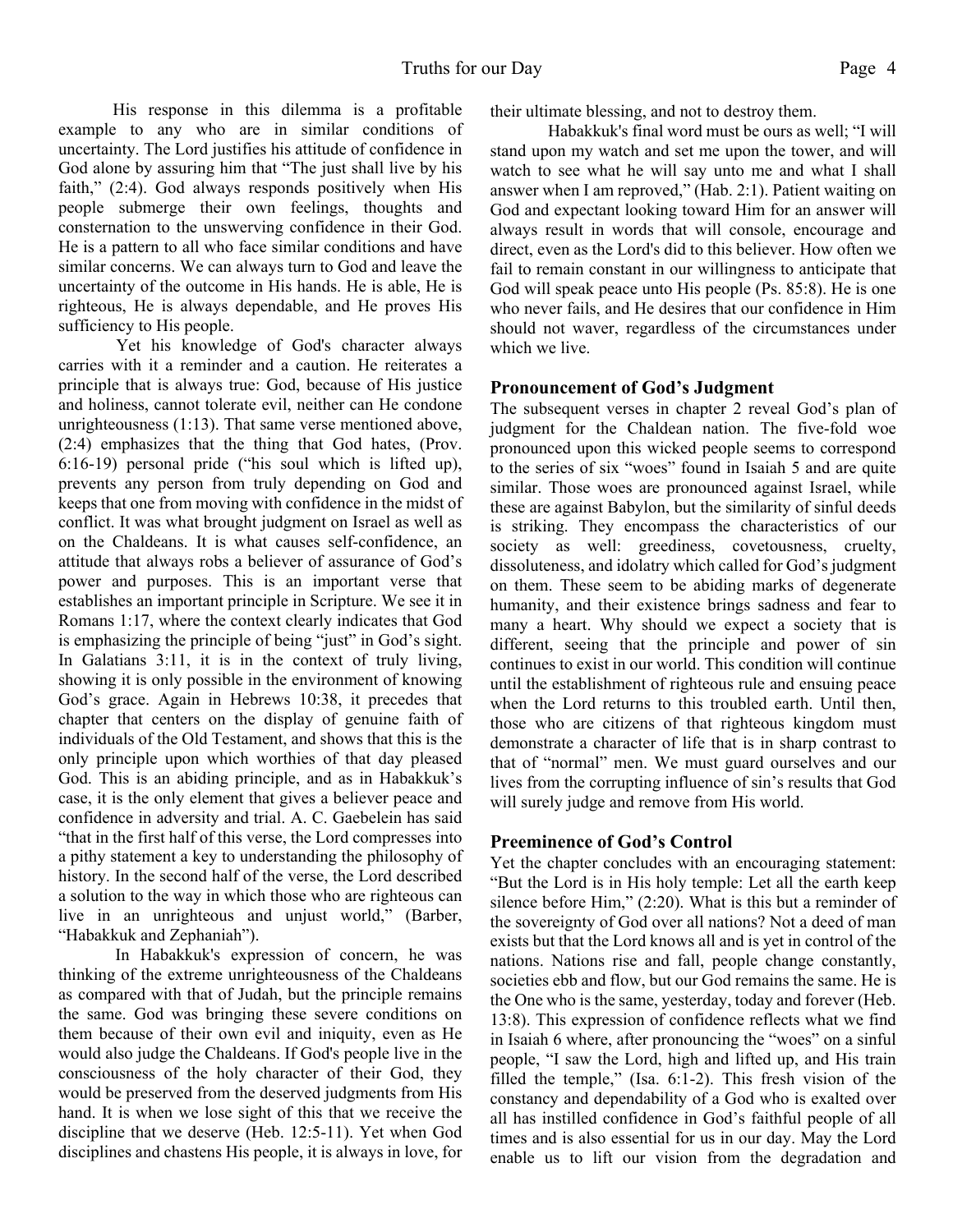His response in this dilemma is a profitable example to any who are in similar conditions of uncertainty. The Lord justifies his attitude of confidence in God alone by assuring him that "The just shall live by his faith," (2:4). God always responds positively when His people submerge their own feelings, thoughts and consternation to the unswerving confidence in their God. He is a pattern to all who face similar conditions and have similar concerns. We can always turn to God and leave the uncertainty of the outcome in His hands. He is able, He is righteous, He is always dependable, and He proves His sufficiency to His people.

Yet his knowledge of God's character always carries with it a reminder and a caution. He reiterates a principle that is always true: God, because of His justice and holiness, cannot tolerate evil, neither can He condone unrighteousness (1:13). That same verse mentioned above, (2:4) emphasizes that the thing that God hates, (Prov. 6:16-19) personal pride ("his soul which is lifted up), prevents any person from truly depending on God and keeps that one from moving with confidence in the midst of conflict. It was what brought judgment on Israel as well as on the Chaldeans. It is what causes self-confidence, an attitude that always robs a believer of assurance of God's power and purposes. This is an important verse that establishes an important principle in Scripture. We see it in Romans 1:17, where the context clearly indicates that God is emphasizing the principle of being "just" in God's sight. In Galatians 3:11, it is in the context of truly living, showing it is only possible in the environment of knowing God's grace. Again in Hebrews 10:38, it precedes that chapter that centers on the display of genuine faith of individuals of the Old Testament, and shows that this is the only principle upon which worthies of that day pleased God. This is an abiding principle, and as in Habakkuk's case, it is the only element that gives a believer peace and confidence in adversity and trial. A. C. Gaebelein has said "that in the first half of this verse, the Lord compresses into a pithy statement a key to understanding the philosophy of history. In the second half of the verse, the Lord described a solution to the way in which those who are righteous can live in an unrighteous and unjust world," (Barber, "Habakkuk and Zephaniah").

In Habakkuk's expression of concern, he was thinking of the extreme unrighteousness of the Chaldeans as compared with that of Judah, but the principle remains the same. God was bringing these severe conditions on them because of their own evil and iniquity, even as He would also judge the Chaldeans. If God's people live in the consciousness of the holy character of their God, they would be preserved from the deserved judgments from His hand. It is when we lose sight of this that we receive the discipline that we deserve (Heb. 12:5-11). Yet when God disciplines and chastens His people, it is always in love, for their ultimate blessing, and not to destroy them.

Habakkuk's final word must be ours as well; "I will stand upon my watch and set me upon the tower, and will watch to see what he will say unto me and what I shall answer when I am reproved," (Hab. 2:1). Patient waiting on God and expectant looking toward Him for an answer will always result in words that will console, encourage and direct, even as the Lord's did to this believer. How often we fail to remain constant in our willingness to anticipate that God will speak peace unto His people (Ps. 85:8). He is one who never fails, and He desires that our confidence in Him should not waver, regardless of the circumstances under which we live.

## Pronouncement of God's Judgment

The subsequent verses in chapter 2 reveal God's plan of judgment for the Chaldean nation. The five-fold woe pronounced upon this wicked people seems to correspond to the series of six "woes" found in Isaiah 5 and are quite similar. Those woes are pronounced against Israel, while these are against Babylon, but the similarity of sinful deeds is striking. They encompass the characteristics of our society as well: greediness, covetousness, cruelty, dissoluteness, and idolatry which called for God's judgment on them. These seem to be abiding marks of degenerate humanity, and their existence brings sadness and fear to many a heart. Why should we expect a society that is different, seeing that the principle and power of sin continues to exist in our world. This condition will continue until the establishment of righteous rule and ensuing peace when the Lord returns to this troubled earth. Until then, those who are citizens of that righteous kingdom must demonstrate a character of life that is in sharp contrast to that of "normal" men. We must guard ourselves and our lives from the corrupting influence of sin's results that God will surely judge and remove from His world.

## Preeminence of God's Control

Yet the chapter concludes with an encouraging statement: "But the Lord is in His holy temple: Let all the earth keep silence before Him," (2:20). What is this but a reminder of the sovereignty of God over all nations? Not a deed of man exists but that the Lord knows all and is yet in control of the nations. Nations rise and fall, people change constantly, societies ebb and flow, but our God remains the same. He is the One who is the same, yesterday, today and forever (Heb. 13:8). This expression of confidence reflects what we find in Isaiah 6 where, after pronouncing the "woes" on a sinful people, "I saw the Lord, high and lifted up, and His train filled the temple," (Isa. 6:1-2). This fresh vision of the constancy and dependability of a God who is exalted over all has instilled confidence in God's faithful people of all times and is also essential for us in our day. May the Lord enable us to lift our vision from the degradation and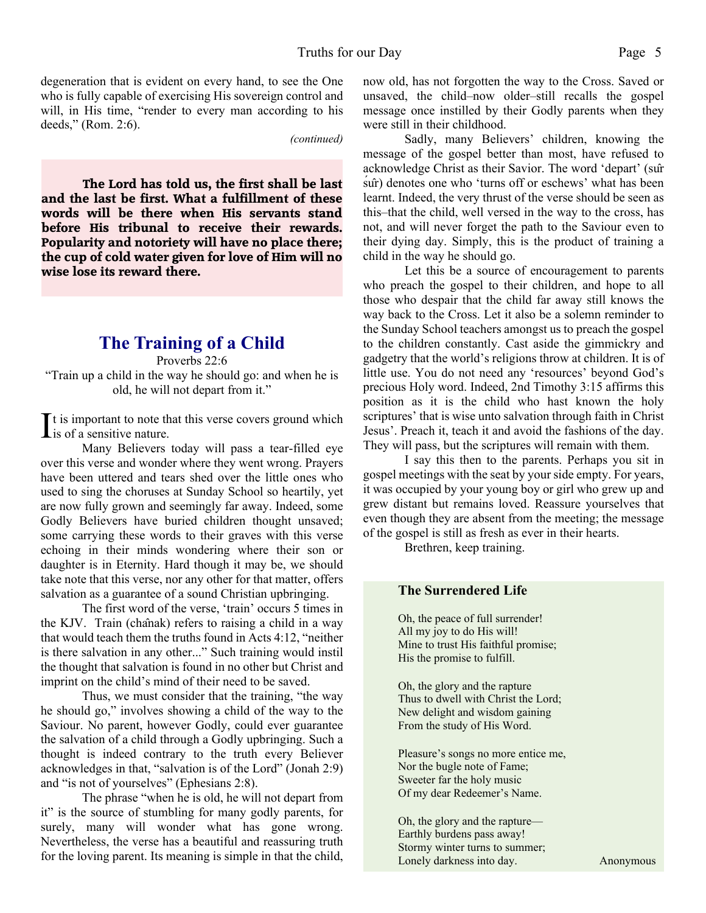degeneration that is evident on every hand, to see the One who is fully capable of exercising His sovereign control and will, in His time, "render to every man according to his deeds," (Rom. 2:6).

*(continued)*

**The Lord has told us, the first shall be last and the last be first. What a fulfillment of these words will be there when His servants stand before His tribunal to receive their rewards. Popularity and notoriety will have no place there; the cup of cold water given for love of Him will no wise lose its reward there.**

## The Training of a Child

Proverbs 22:6

"Train up a child in the way he should go: and when he is old, he will not depart from it."

It is important to note that this verse covers ground which is of a sensitive nature.

Many Believers today will pass a tear-filled eye over this verse and wonder where they went wrong. Prayers have been uttered and tears shed over the little ones who used to sing the choruses at Sunday School so heartily, yet are now fully grown and seemingly far away. Indeed, some Godly Believers have buried children thought unsaved; some carrying these words to their graves with this verse echoing in their minds wondering where their son or daughter is in Eternity. Hard though it may be, we should take note that this verse, nor any other for that matter, offers salvation as a guarantee of a sound Christian upbringing.

The first word of the verse, 'train' occurs 5 times in the KJV. Train (chânak) refers to raising a child in a way that would teach them the truths found in Acts 4:12, "neither is there salvation in any other..." Such training would instil the thought that salvation is found in no other but Christ and imprint on the child's mind of their need to be saved.

Thus, we must consider that the training, "the way he should go," involves showing a child of the way to the Saviour. No parent, however Godly, could ever guarantee the salvation of a child through a Godly upbringing. Such a thought is indeed contrary to the truth every Believer acknowledges in that, "salvation is of the Lord" (Jonah 2:9) and "is not of yourselves" (Ephesians 2:8).

The phrase "when he is old, he will not depart from it" is the source of stumbling for many godly parents, for surely, many will wonder what has gone wrong. Nevertheless, the verse has a beautiful and reassuring truth for the loving parent. Its meaning is simple in that the child, now old, has not forgotten the way to the Cross. Saved or unsaved, the child–now older–still recalls the gospel message once instilled by their Godly parents when they were still in their childhood.

Sadly, many Believers' children, knowing the message of the gospel better than most, have refused to acknowledge Christ as their Savior. The word 'depart' (sûr śûr) denotes one who 'turns off or eschews' what has been learnt. Indeed, the very thrust of the verse should be seen as this–that the child, well versed in the way to the cross, has not, and will never forget the path to the Saviour even to their dying day. Simply, this is the product of training a child in the way he should go.

Let this be a source of encouragement to parents who preach the gospel to their children, and hope to all those who despair that the child far away still knows the way back to the Cross. Let it also be a solemn reminder to the Sunday School teachers amongst us to preach the gospel to the children constantly. Cast aside the gimmickry and gadgetry that the world's religions throw at children. It is of little use. You do not need any 'resources' beyond God's precious Holy word. Indeed, 2nd Timothy 3:15 affirms this position as it is the child who hast known the holy scriptures' that is wise unto salvation through faith in Christ Jesus'. Preach it, teach it and avoid the fashions of the day. They will pass, but the scriptures will remain with them.

I say this then to the parents. Perhaps you sit in gospel meetings with the seat by your side empty. For years, it was occupied by your young boy or girl who grew up and grew distant but remains loved. Reassure yourselves that even though they are absent from the meeting; the message of the gospel is still as fresh as ever in their hearts.

Brethren, keep training.

### The Surrendered Life

Oh, the peace of full surrender!
All my joy to do His will!
Mine to trust His faithful promise;
His the promise to fulfill.

Oh, the glory and the rapture
Thus to dwell with Christ the Lord;
New delight and wisdom gaining
From the study of His Word.

Pleasure's songs no more entice me,
Nor the bugle note of Fame;
Sweeter far the holy music
Of my dear Redeemer's Name.

Oh, the glory and the rapture—
Earthly burdens pass away!
Stormy winter turns to summer;
Lonely darkness into day.

Anonymous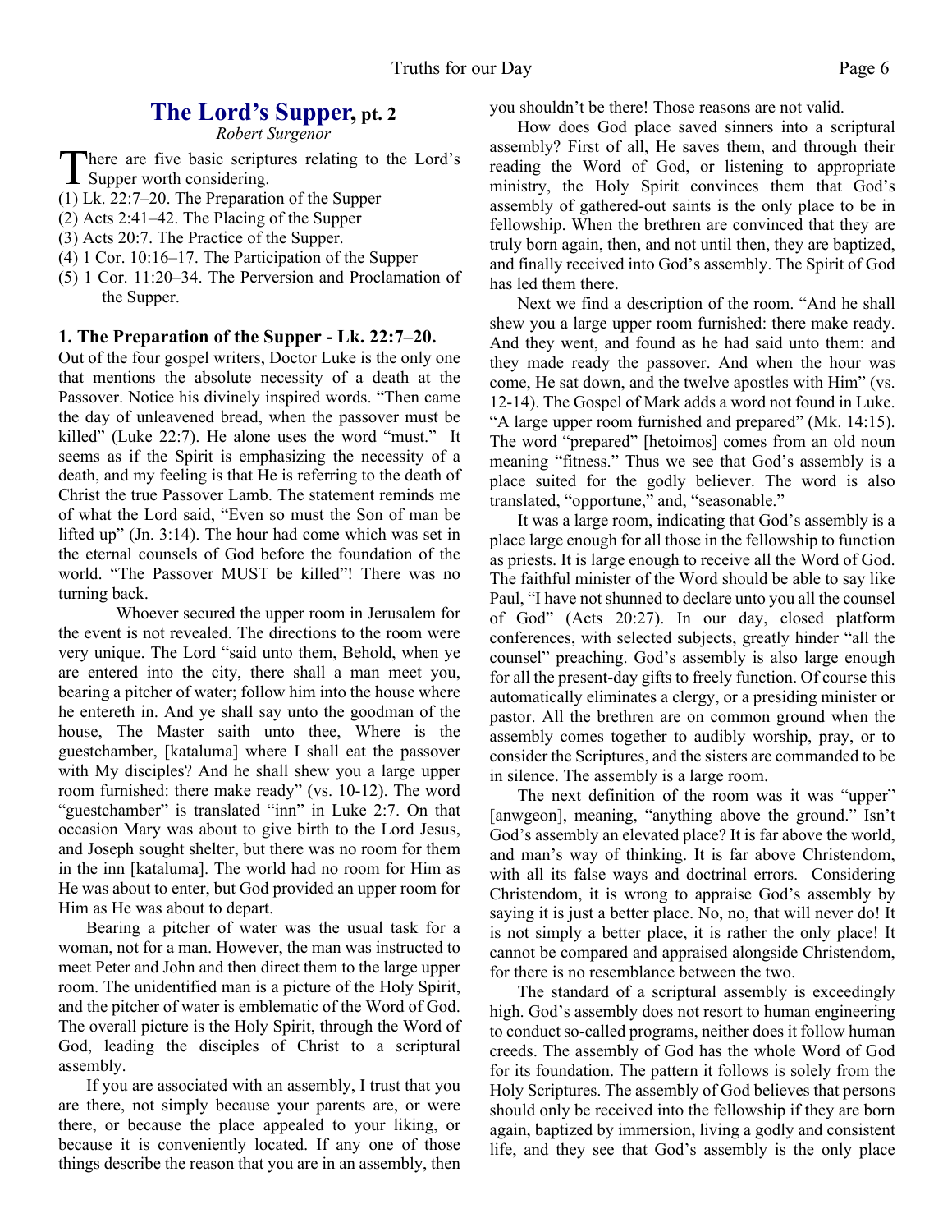# The Lord's Supper, pt. 2

*Robert Surgenor*

There are five basic scriptures relating to the Lord's Supper worth considering.

(1) Lk. 22:7–20. The Preparation of the Supper
(2) Acts 2:41–42. The Placing of the Supper
(3) Acts 20:7. The Practice of the Supper.
(4) 1 Cor. 10:16–17. The Participation of the Supper
(5) 1 Cor. 11:20–34. The Perversion and Proclamation of the Supper.

### 1. The Preparation of the Supper - Lk. 22:7–20.

Out of the four gospel writers, Doctor Luke is the only one that mentions the absolute necessity of a death at the Passover. Notice his divinely inspired words. "Then came the day of unleavened bread, when the passover must be killed" (Luke 22:7). He alone uses the word "must." It seems as if the Spirit is emphasizing the necessity of a death, and my feeling is that He is referring to the death of Christ the true Passover Lamb. The statement reminds me of what the Lord said, "Even so must the Son of man be lifted up" (Jn. 3:14). The hour had come which was set in the eternal counsels of God before the foundation of the world. "The Passover MUST be killed"! There was no turning back.

Whoever secured the upper room in Jerusalem for the event is not revealed. The directions to the room were very unique. The Lord "said unto them, Behold, when ye are entered into the city, there shall a man meet you, bearing a pitcher of water; follow him into the house where he entereth in. And ye shall say unto the goodman of the house, The Master saith unto thee, Where is the guestchamber, [kataluma] where I shall eat the passover with My disciples? And he shall shew you a large upper room furnished: there make ready" (vs. 10-12). The word "guestchamber" is translated "inn" in Luke 2:7. On that occasion Mary was about to give birth to the Lord Jesus, and Joseph sought shelter, but there was no room for them in the inn [kataluma]. The world had no room for Him as He was about to enter, but God provided an upper room for Him as He was about to depart.

Bearing a pitcher of water was the usual task for a woman, not for a man. However, the man was instructed to meet Peter and John and then direct them to the large upper room. The unidentified man is a picture of the Holy Spirit, and the pitcher of water is emblematic of the Word of God. The overall picture is the Holy Spirit, through the Word of God, leading the disciples of Christ to a scriptural assembly.

If you are associated with an assembly, I trust that you are there, not simply because your parents are, or were there, or because the place appealed to your liking, or because it is conveniently located. If any one of those things describe the reason that you are in an assembly, then you shouldn't be there! Those reasons are not valid.

How does God place saved sinners into a scriptural assembly? First of all, He saves them, and through their reading the Word of God, or listening to appropriate ministry, the Holy Spirit convinces them that God's assembly of gathered-out saints is the only place to be in fellowship. When the brethren are convinced that they are truly born again, then, and not until then, they are baptized, and finally received into God's assembly. The Spirit of God has led them there.

Next we find a description of the room. "And he shall shew you a large upper room furnished: there make ready. And they went, and found as he had said unto them: and they made ready the passover. And when the hour was come, He sat down, and the twelve apostles with Him" (vs. 12-14). The Gospel of Mark adds a word not found in Luke. "A large upper room furnished and prepared" (Mk. 14:15). The word "prepared" [hetoimos] comes from an old noun meaning "fitness." Thus we see that God's assembly is a place suited for the godly believer. The word is also translated, "opportune," and, "seasonable."

It was a large room, indicating that God's assembly is a place large enough for all those in the fellowship to function as priests. It is large enough to receive all the Word of God. The faithful minister of the Word should be able to say like Paul, "I have not shunned to declare unto you all the counsel of God" (Acts 20:27). In our day, closed platform conferences, with selected subjects, greatly hinder "all the counsel" preaching. God's assembly is also large enough for all the present-day gifts to freely function. Of course this automatically eliminates a clergy, or a presiding minister or pastor. All the brethren are on common ground when the assembly comes together to audibly worship, pray, or to consider the Scriptures, and the sisters are commanded to be in silence. The assembly is a large room.

The next definition of the room was it was "upper" [anwgeon], meaning, "anything above the ground." Isn't God's assembly an elevated place? It is far above the world, and man's way of thinking. It is far above Christendom, with all its false ways and doctrinal errors. Considering Christendom, it is wrong to appraise God's assembly by saying it is just a better place. No, no, that will never do! It is not simply a better place, it is rather the only place! It cannot be compared and appraised alongside Christendom, for there is no resemblance between the two.

The standard of a scriptural assembly is exceedingly high. God's assembly does not resort to human engineering to conduct so-called programs, neither does it follow human creeds. The assembly of God has the whole Word of God for its foundation. The pattern it follows is solely from the Holy Scriptures. The assembly of God believes that persons should only be received into the fellowship if they are born again, baptized by immersion, living a godly and consistent life, and they see that God's assembly is the only place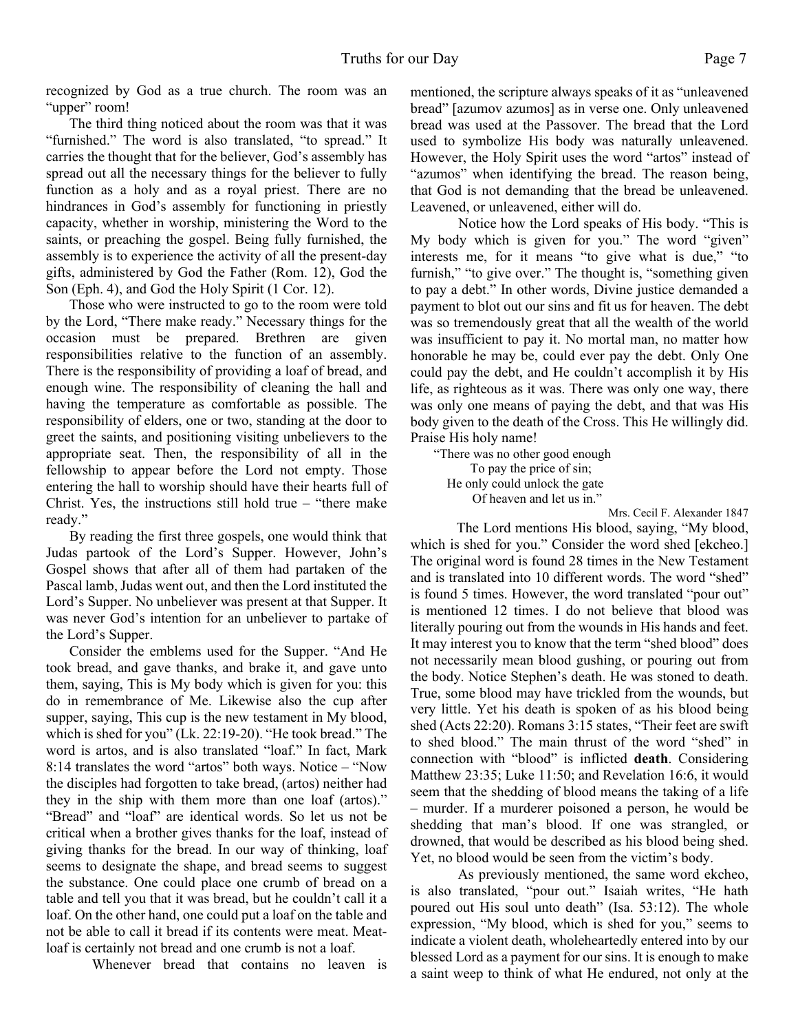recognized by God as a true church. The room was an "upper" room!

The third thing noticed about the room was that it was "furnished." The word is also translated, "to spread." It carries the thought that for the believer, God's assembly has spread out all the necessary things for the believer to fully function as a holy and as a royal priest. There are no hindrances in God's assembly for functioning in priestly capacity, whether in worship, ministering the Word to the saints, or preaching the gospel. Being fully furnished, the assembly is to experience the activity of all the present-day gifts, administered by God the Father (Rom. 12), God the Son (Eph. 4), and God the Holy Spirit (1 Cor. 12).

Those who were instructed to go to the room were told by the Lord, "There make ready." Necessary things for the occasion must be prepared. Brethren are given responsibilities relative to the function of an assembly. There is the responsibility of providing a loaf of bread, and enough wine. The responsibility of cleaning the hall and having the temperature as comfortable as possible. The responsibility of elders, one or two, standing at the door to greet the saints, and positioning visiting unbelievers to the appropriate seat. Then, the responsibility of all in the fellowship to appear before the Lord not empty. Those entering the hall to worship should have their hearts full of Christ. Yes, the instructions still hold true – "there make ready."

By reading the first three gospels, one would think that Judas partook of the Lord's Supper. However, John's Gospel shows that after all of them had partaken of the Pascal lamb, Judas went out, and then the Lord instituted the Lord's Supper. No unbeliever was present at that Supper. It was never God's intention for an unbeliever to partake of the Lord's Supper.

Consider the emblems used for the Supper. "And He took bread, and gave thanks, and brake it, and gave unto them, saying, This is My body which is given for you: this do in remembrance of Me. Likewise also the cup after supper, saying, This cup is the new testament in My blood, which is shed for you" (Lk. 22:19-20). "He took bread." The word is artos, and is also translated "loaf." In fact, Mark 8:14 translates the word "artos" both ways. Notice – "Now the disciples had forgotten to take bread, (artos) neither had they in the ship with them more than one loaf (artos)." "Bread" and "loaf" are identical words. So let us not be critical when a brother gives thanks for the loaf, instead of giving thanks for the bread. In our way of thinking, loaf seems to designate the shape, and bread seems to suggest the substance. One could place one crumb of bread on a table and tell you that it was bread, but he couldn't call it a loaf. On the other hand, one could put a loaf on the table and not be able to call it bread if its contents were meat. Meat-loaf is certainly not bread and one crumb is not a loaf.

Whenever bread that contains no leaven is mentioned, the scripture always speaks of it as "unleavened bread" [azumov azumos] as in verse one. Only unleavened bread was used at the Passover. The bread that the Lord used to symbolize His body was naturally unleavened. However, the Holy Spirit uses the word "artos" instead of "azumos" when identifying the bread. The reason being, that God is not demanding that the bread be unleavened. Leavened, or unleavened, either will do.

Notice how the Lord speaks of His body. "This is My body which is given for you." The word "given" interests me, for it means "to give what is due," "to furnish," "to give over." The thought is, "something given to pay a debt." In other words, Divine justice demanded a payment to blot out our sins and fit us for heaven. The debt was so tremendously great that all the wealth of the world was insufficient to pay it. No mortal man, no matter how honorable he may be, could ever pay the debt. Only One could pay the debt, and He couldn't accomplish it by His life, as righteous as it was. There was only one way, there was only one means of paying the debt, and that was His body given to the death of the Cross. This He willingly did. Praise His holy name!

"There was no other good enough
To pay the price of sin;
He only could unlock the gate
Of heaven and let us in."

Mrs. Cecil F. Alexander 1847

The Lord mentions His blood, saying, "My blood, which is shed for you." Consider the word shed [ekcheo.] The original word is found 28 times in the New Testament and is translated into 10 different words. The word "shed" is found 5 times. However, the word translated "pour out" is mentioned 12 times. I do not believe that blood was literally pouring out from the wounds in His hands and feet. It may interest you to know that the term "shed blood" does not necessarily mean blood gushing, or pouring out from the body. Notice Stephen's death. He was stoned to death. True, some blood may have trickled from the wounds, but very little. Yet his death is spoken of as his blood being shed (Acts 22:20). Romans 3:15 states, "Their feet are swift to shed blood." The main thrust of the word "shed" in connection with "blood" is inflicted **death**. Considering Matthew 23:35; Luke 11:50; and Revelation 16:6, it would seem that the shedding of blood means the taking of a life – murder. If a murderer poisoned a person, he would be shedding that man's blood. If one was strangled, or drowned, that would be described as his blood being shed. Yet, no blood would be seen from the victim's body.

As previously mentioned, the same word ekcheo, is also translated, "pour out." Isaiah writes, "He hath poured out His soul unto death" (Isa. 53:12). The whole expression, "My blood, which is shed for you," seems to indicate a violent death, wholeheartedly entered into by our blessed Lord as a payment for our sins. It is enough to make a saint weep to think of what He endured, not only at the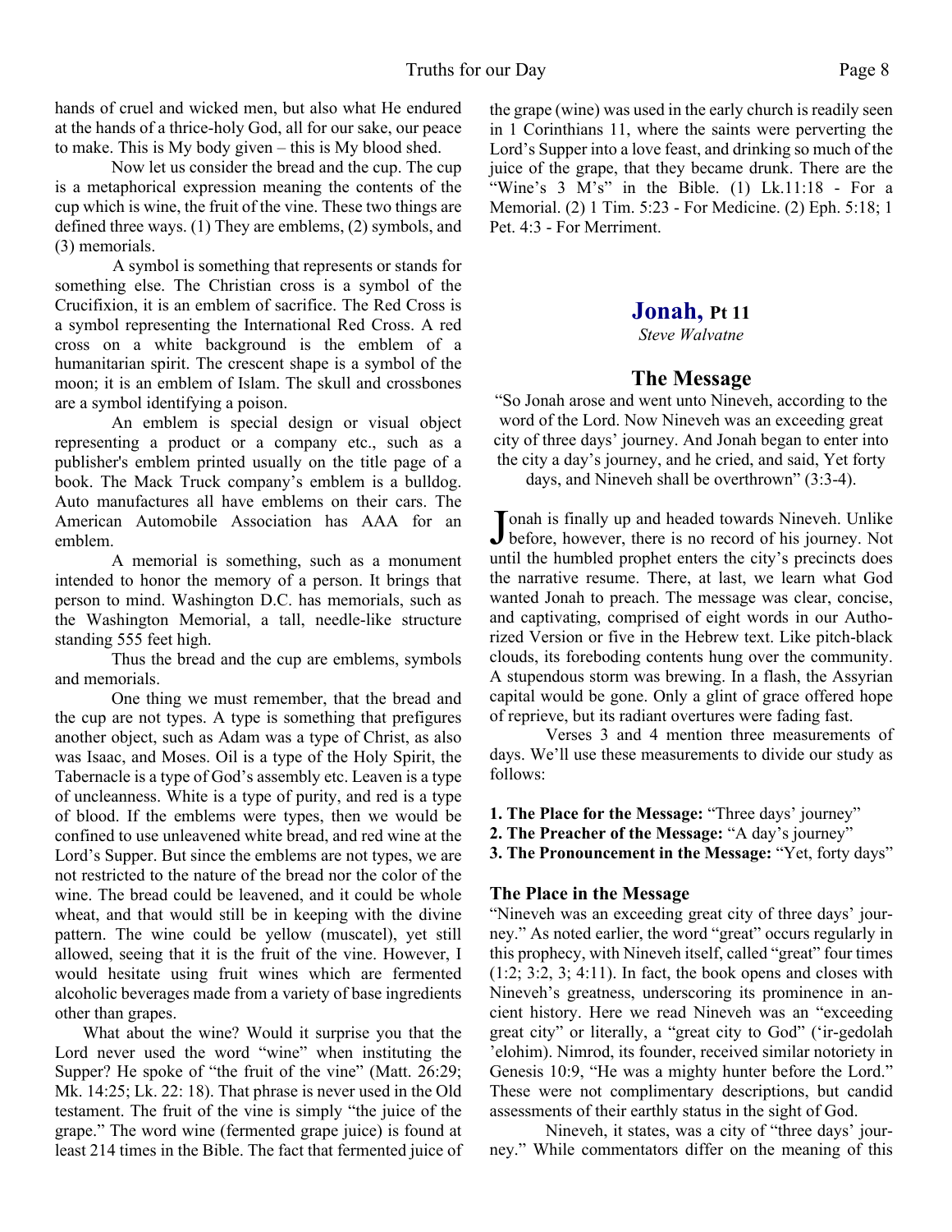hands of cruel and wicked men, but also what He endured at the hands of a thrice-holy God, all for our sake, our peace to make. This is My body given – this is My blood shed.

Now let us consider the bread and the cup. The cup is a metaphorical expression meaning the contents of the cup which is wine, the fruit of the vine. These two things are defined three ways. (1) They are emblems, (2) symbols, and (3) memorials.

A symbol is something that represents or stands for something else. The Christian cross is a symbol of the Crucifixion, it is an emblem of sacrifice. The Red Cross is a symbol representing the International Red Cross. A red cross on a white background is the emblem of a humanitarian spirit. The crescent shape is a symbol of the moon; it is an emblem of Islam. The skull and crossbones are a symbol identifying a poison.

An emblem is special design or visual object representing a product or a company etc., such as a publisher's emblem printed usually on the title page of a book. The Mack Truck company's emblem is a bulldog. Auto manufactures all have emblems on their cars. The American Automobile Association has AAA for an emblem.

A memorial is something, such as a monument intended to honor the memory of a person. It brings that person to mind. Washington D.C. has memorials, such as the Washington Memorial, a tall, needle-like structure standing 555 feet high.

Thus the bread and the cup are emblems, symbols and memorials.

One thing we must remember, that the bread and the cup are not types. A type is something that prefigures another object, such as Adam was a type of Christ, as also was Isaac, and Moses. Oil is a type of the Holy Spirit, the Tabernacle is a type of God's assembly etc. Leaven is a type of uncleanness. White is a type of purity, and red is a type of blood. If the emblems were types, then we would be confined to use unleavened white bread, and red wine at the Lord's Supper. But since the emblems are not types, we are not restricted to the nature of the bread nor the color of the wine. The bread could be leavened, and it could be whole wheat, and that would still be in keeping with the divine pattern. The wine could be yellow (muscatel), yet still allowed, seeing that it is the fruit of the vine. However, I would hesitate using fruit wines which are fermented alcoholic beverages made from a variety of base ingredients other than grapes.

What about the wine? Would it surprise you that the Lord never used the word "wine" when instituting the Supper? He spoke of "the fruit of the vine" (Matt. 26:29; Mk. 14:25; Lk. 22: 18). That phrase is never used in the Old testament. The fruit of the vine is simply "the juice of the grape." The word wine (fermented grape juice) is found at least 214 times in the Bible. The fact that fermented juice of the grape (wine) was used in the early church is readily seen in 1 Corinthians 11, where the saints were perverting the Lord's Supper into a love feast, and drinking so much of the juice of the grape, that they became drunk. There are the "Wine's 3 M's" in the Bible. (1) Lk.11:18 - For a Memorial. (2) 1 Tim. 5:23 - For Medicine. (2) Eph. 5:18; 1 Pet. 4:3 - For Merriment.

# Jonah, Pt 11

*Steve Walvatne*

## The Message

"So Jonah arose and went unto Nineveh, according to the word of the Lord. Now Nineveh was an exceeding great city of three days' journey. And Jonah began to enter into the city a day's journey, and he cried, and said, Yet forty days, and Nineveh shall be overthrown" (3:3-4).

Jonah is finally up and headed towards Nineveh. Unlike before, however, there is no record of his journey. Not until the humbled prophet enters the city's precincts does the narrative resume. There, at last, we learn what God wanted Jonah to preach. The message was clear, concise, and captivating, comprised of eight words in our Authorized Version or five in the Hebrew text. Like pitch-black clouds, its foreboding contents hung over the community. A stupendous storm was brewing. In a flash, the Assyrian capital would be gone. Only a glint of grace offered hope of reprieve, but its radiant overtures were fading fast.

Verses 3 and 4 mention three measurements of days. We'll use these measurements to divide our study as follows:

**1. The Place for the Message:** "Three days' journey"
**2. The Preacher of the Message:** "A day's journey"
**3. The Pronouncement in the Message:** "Yet, forty days"

### The Place in the Message

"Nineveh was an exceeding great city of three days' journey." As noted earlier, the word "great" occurs regularly in this prophecy, with Nineveh itself, called "great" four times (1:2; 3:2, 3; 4:11). In fact, the book opens and closes with Nineveh's greatness, underscoring its prominence in ancient history. Here we read Nineveh was an "exceeding great city" or literally, a "great city to God" ('ir-gedolah 'elohim). Nimrod, its founder, received similar notoriety in Genesis 10:9, "He was a mighty hunter before the Lord." These were not complimentary descriptions, but candid assessments of their earthly status in the sight of God.

Nineveh, it states, was a city of "three days' journey." While commentators differ on the meaning of this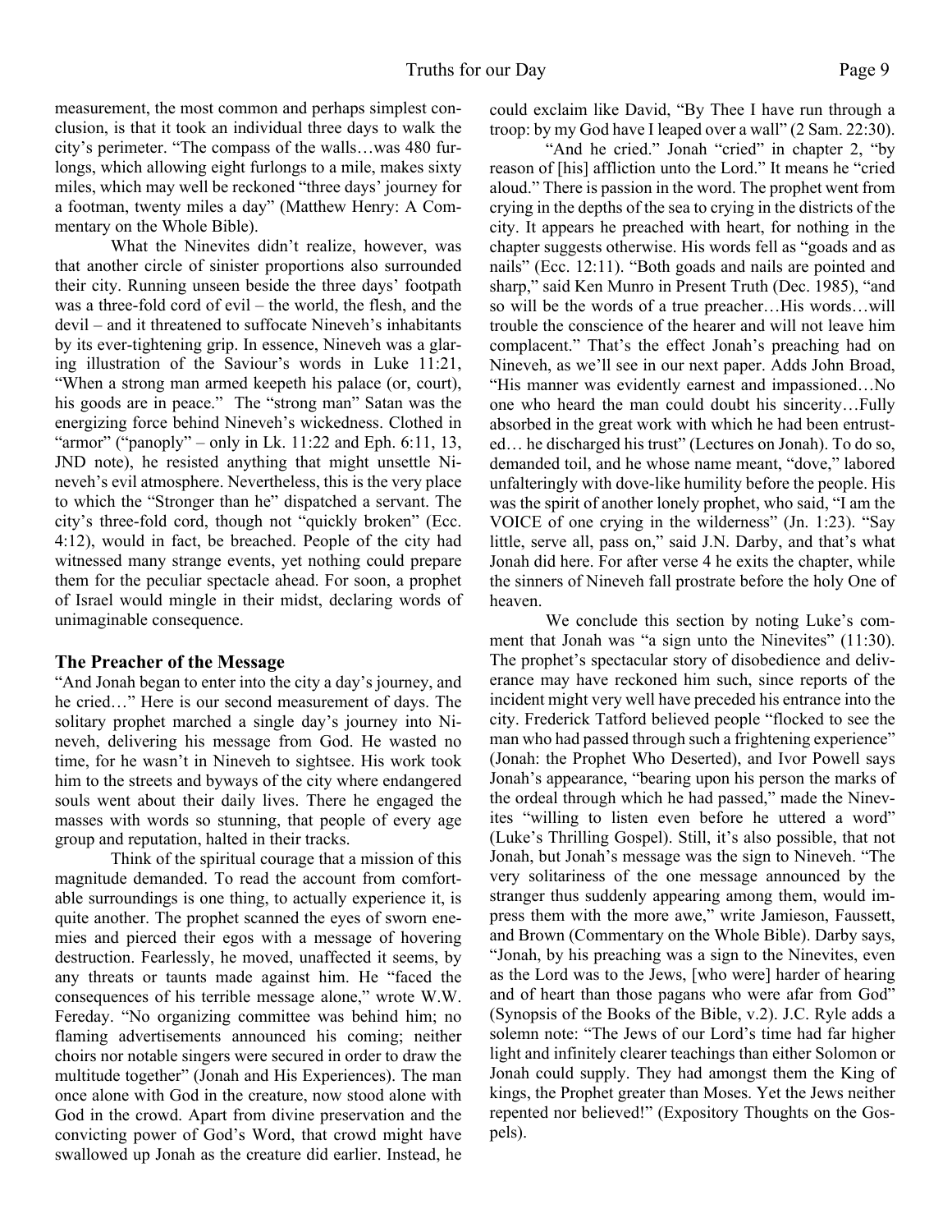measurement, the most common and perhaps simplest conclusion, is that it took an individual three days to walk the city's perimeter. "The compass of the walls…was 480 furlongs, which allowing eight furlongs to a mile, makes sixty miles, which may well be reckoned "three days' journey for a footman, twenty miles a day" (Matthew Henry: A Commentary on the Whole Bible).

What the Ninevites didn't realize, however, was that another circle of sinister proportions also surrounded their city. Running unseen beside the three days' footpath was a three-fold cord of evil – the world, the flesh, and the devil – and it threatened to suffocate Nineveh's inhabitants by its ever-tightening grip. In essence, Nineveh was a glaring illustration of the Saviour's words in Luke 11:21, "When a strong man armed keepeth his palace (or, court), his goods are in peace." The "strong man" Satan was the energizing force behind Nineveh's wickedness. Clothed in "armor" ("panoply" – only in Lk. 11:22 and Eph. 6:11, 13, JND note), he resisted anything that might unsettle Nineveh's evil atmosphere. Nevertheless, this is the very place to which the "Stronger than he" dispatched a servant. The city's three-fold cord, though not "quickly broken" (Ecc. 4:12), would in fact, be breached. People of the city had witnessed many strange events, yet nothing could prepare them for the peculiar spectacle ahead. For soon, a prophet of Israel would mingle in their midst, declaring words of unimaginable consequence.

### The Preacher of the Message

"And Jonah began to enter into the city a day's journey, and he cried…" Here is our second measurement of days. The solitary prophet marched a single day's journey into Nineveh, delivering his message from God. He wasted no time, for he wasn't in Nineveh to sightsee. His work took him to the streets and byways of the city where endangered souls went about their daily lives. There he engaged the masses with words so stunning, that people of every age group and reputation, halted in their tracks.

Think of the spiritual courage that a mission of this magnitude demanded. To read the account from comfortable surroundings is one thing, to actually experience it, is quite another. The prophet scanned the eyes of sworn enemies and pierced their egos with a message of hovering destruction. Fearlessly, he moved, unaffected it seems, by any threats or taunts made against him. He "faced the consequences of his terrible message alone," wrote W.W. Fereday. "No organizing committee was behind him; no flaming advertisements announced his coming; neither choirs nor notable singers were secured in order to draw the multitude together" (Jonah and His Experiences). The man once alone with God in the creature, now stood alone with God in the crowd. Apart from divine preservation and the convicting power of God's Word, that crowd might have swallowed up Jonah as the creature did earlier. Instead, he could exclaim like David, "By Thee I have run through a troop: by my God have I leaped over a wall" (2 Sam. 22:30).

"And he cried." Jonah "cried" in chapter 2, "by reason of [his] affliction unto the Lord." It means he "cried aloud." There is passion in the word. The prophet went from crying in the depths of the sea to crying in the districts of the city. It appears he preached with heart, for nothing in the chapter suggests otherwise. His words fell as "goads and as nails" (Ecc. 12:11). "Both goads and nails are pointed and sharp," said Ken Munro in Present Truth (Dec. 1985), "and so will be the words of a true preacher…His words…will trouble the conscience of the hearer and will not leave him complacent." That's the effect Jonah's preaching had on Nineveh, as we'll see in our next paper. Adds John Broad, "His manner was evidently earnest and impassioned…No one who heard the man could doubt his sincerity…Fully absorbed in the great work with which he had been entrusted… he discharged his trust" (Lectures on Jonah). To do so, demanded toil, and he whose name meant, "dove," labored unfalteringly with dove-like humility before the people. His was the spirit of another lonely prophet, who said, "I am the VOICE of one crying in the wilderness" (Jn. 1:23). "Say little, serve all, pass on," said J.N. Darby, and that's what Jonah did here. For after verse 4 he exits the chapter, while the sinners of Nineveh fall prostrate before the holy One of heaven.

We conclude this section by noting Luke's comment that Jonah was "a sign unto the Ninevites" (11:30). The prophet's spectacular story of disobedience and deliverance may have reckoned him such, since reports of the incident might very well have preceded his entrance into the city. Frederick Tatford believed people "flocked to see the man who had passed through such a frightening experience" (Jonah: the Prophet Who Deserted), and Ivor Powell says Jonah's appearance, "bearing upon his person the marks of the ordeal through which he had passed," made the Ninevites "willing to listen even before he uttered a word" (Luke's Thrilling Gospel). Still, it's also possible, that not Jonah, but Jonah's message was the sign to Nineveh. "The very solitariness of the one message announced by the stranger thus suddenly appearing among them, would impress them with the more awe," write Jamieson, Faussett, and Brown (Commentary on the Whole Bible). Darby says, "Jonah, by his preaching was a sign to the Ninevites, even as the Lord was to the Jews, [who were] harder of hearing and of heart than those pagans who were afar from God" (Synopsis of the Books of the Bible, v.2). J.C. Ryle adds a solemn note: "The Jews of our Lord's time had far higher light and infinitely clearer teachings than either Solomon or Jonah could supply. They had amongst them the King of kings, the Prophet greater than Moses. Yet the Jews neither repented nor believed!" (Expository Thoughts on the Gospels).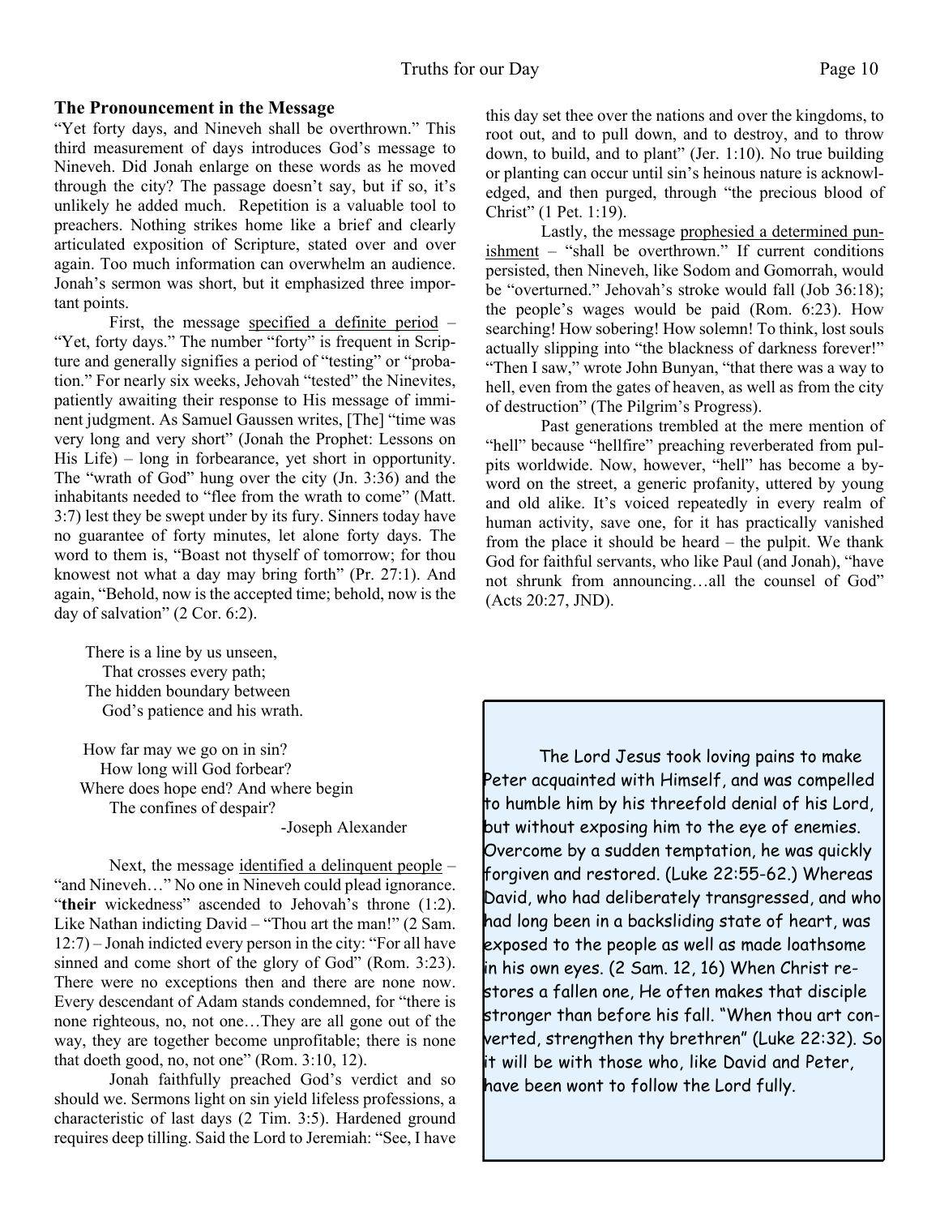### The Pronouncement in the Message

"Yet forty days, and Nineveh shall be overthrown." This third measurement of days introduces God's message to Nineveh. Did Jonah enlarge on these words as he moved through the city? The passage doesn't say, but if so, it's unlikely he added much. Repetition is a valuable tool to preachers. Nothing strikes home like a brief and clearly articulated exposition of Scripture, stated over and over again. Too much information can overwhelm an audience. Jonah's sermon was short, but it emphasized three important points.

First, the message <u>specified a definite period</u> – "Yet, forty days." The number "forty" is frequent in Scripture and generally signifies a period of "testing" or "probation." For nearly six weeks, Jehovah "tested" the Ninevites, patiently awaiting their response to His message of imminent judgment. As Samuel Gaussen writes, [The] "time was very long and very short" (Jonah the Prophet: Lessons on His Life) – long in forbearance, yet short in opportunity. The "wrath of God" hung over the city (Jn. 3:36) and the inhabitants needed to "flee from the wrath to come" (Matt. 3:7) lest they be swept under by its fury. Sinners today have no guarantee of forty minutes, let alone forty days. The word to them is, "Boast not thyself of tomorrow; for thou knowest not what a day may bring forth" (Pr. 27:1). And again, "Behold, now is the accepted time; behold, now is the day of salvation" (2 Cor. 6:2).

There is a line by us unseen,
That crosses every path;
The hidden boundary between
God's patience and his wrath.

How far may we go on in sin?
How long will God forbear?
Where does hope end? And where begin
The confines of despair?

-Joseph Alexander

Next, the message <u>identified a delinquent people</u> – "and Nineveh…" No one in Nineveh could plead ignorance. "**their** wickedness" ascended to Jehovah's throne (1:2). Like Nathan indicting David – "Thou art the man!" (2 Sam. 12:7) – Jonah indicted every person in the city: "For all have sinned and come short of the glory of God" (Rom. 3:23). There were no exceptions then and there are none now. Every descendant of Adam stands condemned, for "there is none righteous, no, not one…They are all gone out of the way, they are together become unprofitable; there is none that doeth good, no, not one" (Rom. 3:10, 12).

Jonah faithfully preached God's verdict and so should we. Sermons light on sin yield lifeless professions, a characteristic of last days (2 Tim. 3:5). Hardened ground requires deep tilling. Said the Lord to Jeremiah: "See, I have this day set thee over the nations and over the kingdoms, to root out, and to pull down, and to destroy, and to throw down, to build, and to plant" (Jer. 1:10). No true building or planting can occur until sin's heinous nature is acknowledged, and then purged, through "the precious blood of Christ" (1 Pet. 1:19).

Lastly, the message <u>prophesied a determined punishment</u> – "shall be overthrown." If current conditions persisted, then Nineveh, like Sodom and Gomorrah, would be "overturned." Jehovah's stroke would fall (Job 36:18); the people's wages would be paid (Rom. 6:23). How searching! How sobering! How solemn! To think, lost souls actually slipping into "the blackness of darkness forever!" "Then I saw," wrote John Bunyan, "that there was a way to hell, even from the gates of heaven, as well as from the city of destruction" (The Pilgrim's Progress).

Past generations trembled at the mere mention of "hell" because "hellfire" preaching reverberated from pulpits worldwide. Now, however, "hell" has become a byword on the street, a generic profanity, uttered by young and old alike. It's voiced repeatedly in every realm of human activity, save one, for it has practically vanished from the place it should be heard – the pulpit. We thank God for faithful servants, who like Paul (and Jonah), "have not shrunk from announcing…all the counsel of God" (Acts 20:27, JND).

The Lord Jesus took loving pains to make Peter acquainted with Himself, and was compelled to humble him by his threefold denial of his Lord, but without exposing him to the eye of enemies. Overcome by a sudden temptation, he was quickly forgiven and restored. (Luke 22:55-62.) Whereas David, who had deliberately transgressed, and who had long been in a backsliding state of heart, was exposed to the people as well as made loathsome in his own eyes. (2 Sam. 12, 16) When Christ restores a fallen one, He often makes that disciple stronger than before his fall. "When thou art converted, strengthen thy brethren" (Luke 22:32). So it will be with those who, like David and Peter, have been wont to follow the Lord fully.